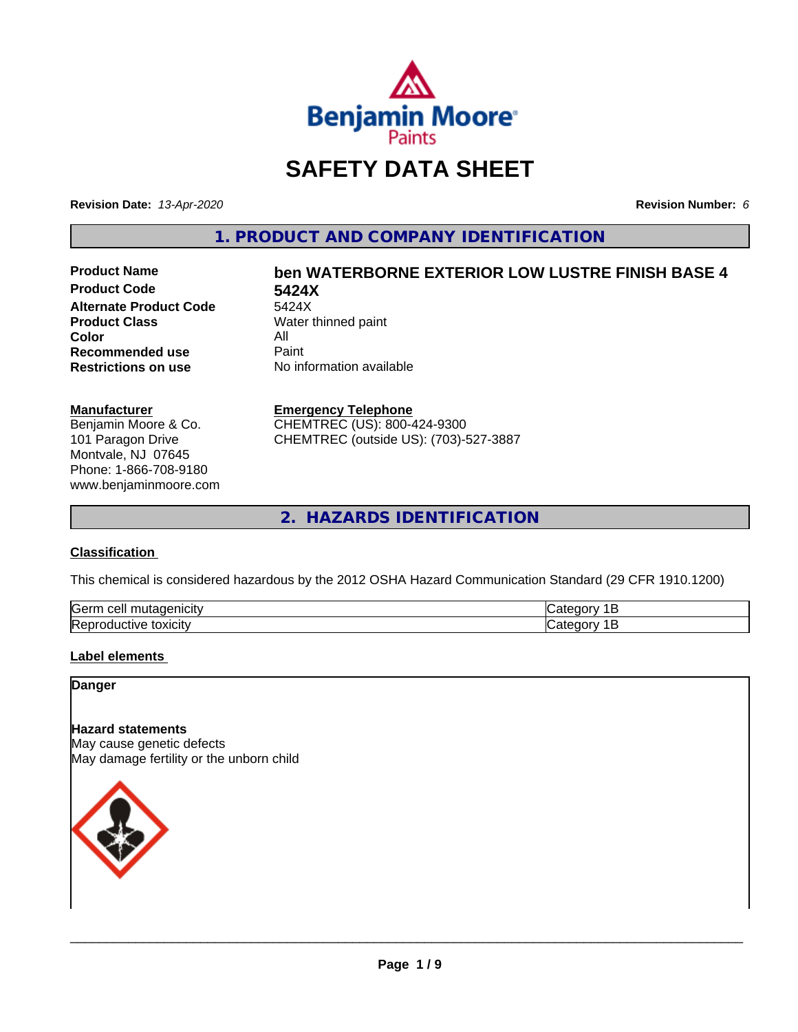Benjamin Moore Paints

# SAFETY DATA SHEET

**Revision Date:** *13-Apr-2020* **Revision Number:** *6*

## 1. PRODUCT AND COMPANY IDENTIFICATION

| | |
|---|---|
| **Product Name** | **ben WATERBORNE EXTERIOR LOW LUSTRE FINISH BASE 4** |
| **Product Code** | **5424X** |
| **Alternate Product Code** | 5424X |
| **Product Class** | Water thinned paint |
| **Color** | All |
| **Recommended use** | Paint |
| **Restrictions on use** | No information available |

**Manufacturer**
Benjamin Moore & Co.
101 Paragon Drive
Montvale, NJ 07645
Phone: 1-866-708-9180
www.benjaminmoore.com

**Emergency Telephone**
CHEMTREC (US): 800-424-9300
CHEMTREC (outside US): (703)-527-3887

## 2. HAZARDS IDENTIFICATION

### Classification

This chemical is considered hazardous by the 2012 OSHA Hazard Communication Standard (29 CFR 1910.1200)

| | |
|---|---|
| Germ cell mutagenicity | Category 1B |
| Reproductive toxicity | Category 1B |

### Label elements

**Danger**

**Hazard statements**
May cause genetic defects
May damage fertility or the unborn child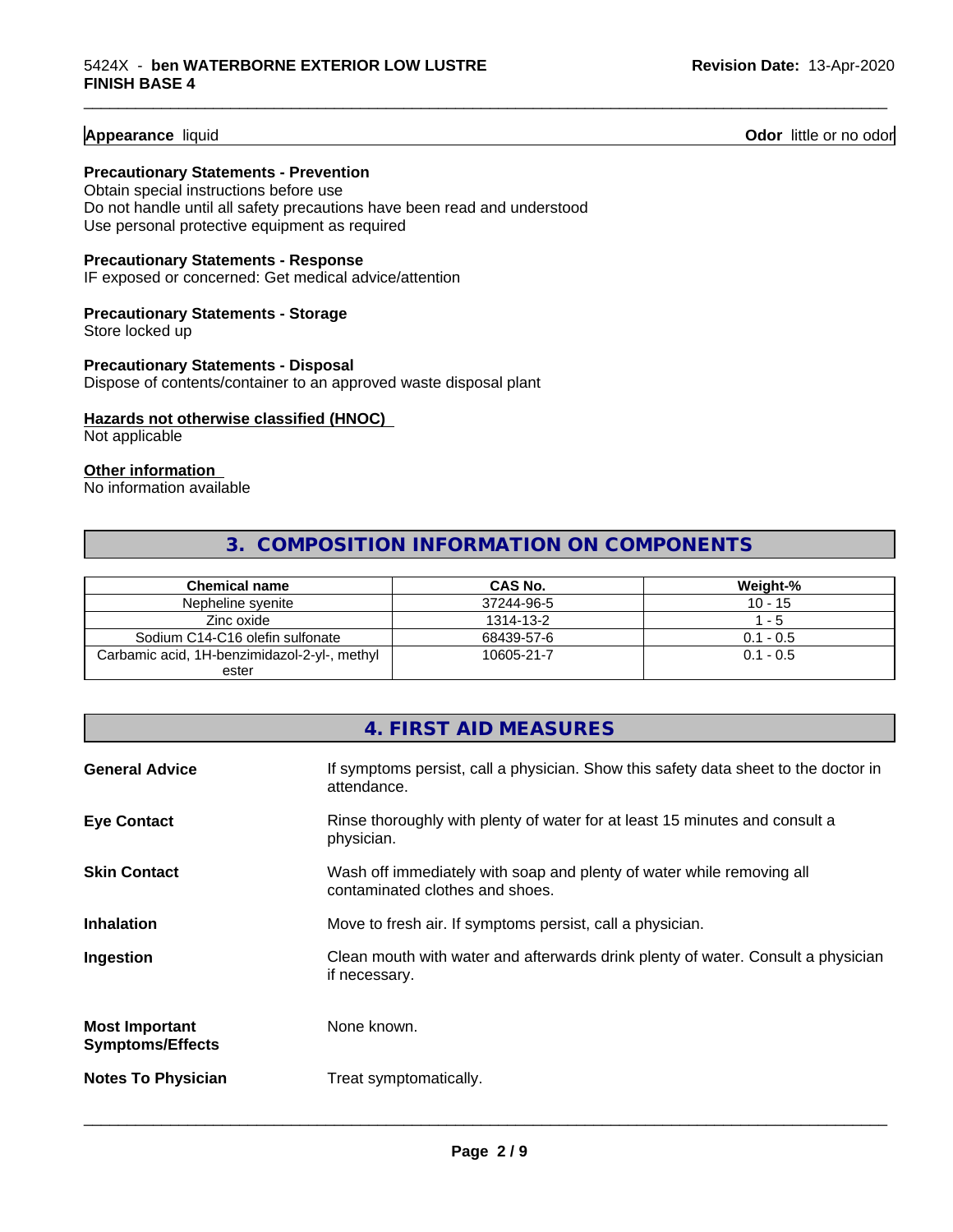**Appearance** liquid **Odor** little or no odor

**Precautionary Statements - Prevention**

Obtain special instructions before use
Do not handle until all safety precautions have been read and understood
Use personal protective equipment as required

**Precautionary Statements - Response**

IF exposed or concerned: Get medical advice/attention

**Precautionary Statements - Storage**

Store locked up

**Precautionary Statements - Disposal**

Dispose of contents/container to an approved waste disposal plant

**Hazards not otherwise classified (HNOC)**

Not applicable

**Other information**

No information available

## 3. COMPOSITION INFORMATION ON COMPONENTS

| Chemical name | CAS No. | Weight-% |
|---|---|---|
| Nepheline syenite | 37244-96-5 | 10 - 15 |
| Zinc oxide | 1314-13-2 | 1 - 5 |
| Sodium C14-C16 olefin sulfonate | 68439-57-6 | 0.1 - 0.5 |
| Carbamic acid, 1H-benzimidazol-2-yl-, methyl ester | 10605-21-7 | 0.1 - 0.5 |

## 4. FIRST AID MEASURES

**General Advice** If symptoms persist, call a physician. Show this safety data sheet to the doctor in attendance.

**Eye Contact** Rinse thoroughly with plenty of water for at least 15 minutes and consult a physician.

**Skin Contact** Wash off immediately with soap and plenty of water while removing all contaminated clothes and shoes.

**Inhalation** Move to fresh air. If symptoms persist, call a physician.

**Ingestion** Clean mouth with water and afterwards drink plenty of water. Consult a physician if necessary.

**Most Important Symptoms/Effects** None known.

**Notes To Physician** Treat symptomatically.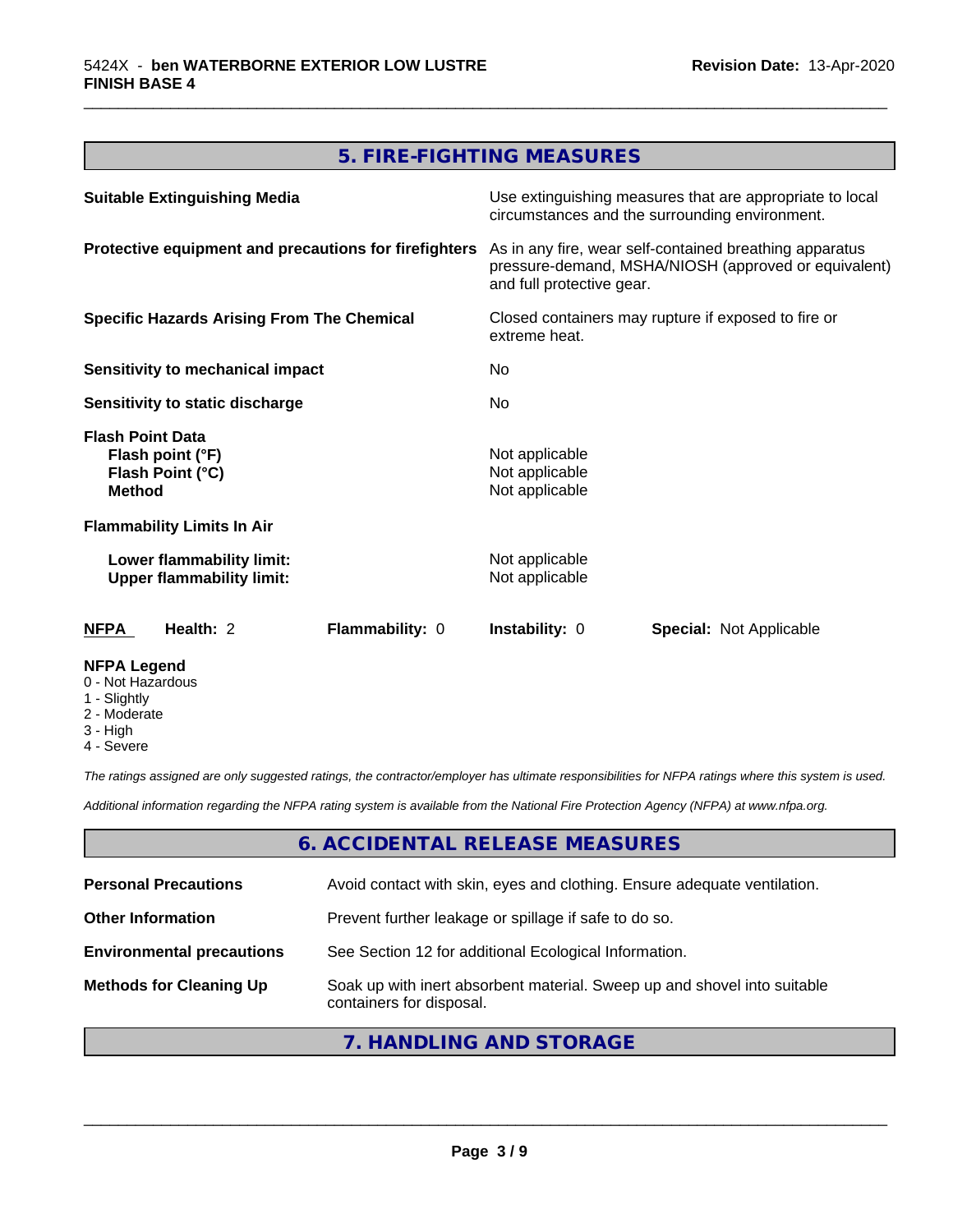## 5. FIRE-FIGHTING MEASURES

| | |
|---|---|
| **Suitable Extinguishing Media** | Use extinguishing measures that are appropriate to local circumstances and the surrounding environment. |
| **Protective equipment and precautions for firefighters** | As in any fire, wear self-contained breathing apparatus pressure-demand, MSHA/NIOSH (approved or equivalent) and full protective gear. |
| **Specific Hazards Arising From The Chemical** | Closed containers may rupture if exposed to fire or extreme heat. |
| **Sensitivity to mechanical impact** | No |
| **Sensitivity to static discharge** | No |

**Flash Point Data**

| | |
|---|---|
| **Flash point (°F)** | Not applicable |
| **Flash Point (°C)** | Not applicable |
| **Method** | Not applicable |

**Flammability Limits In Air**

| | |
|---|---|
| **Lower flammability limit:** | Not applicable |
| **Upper flammability limit:** | Not applicable |

| **NFPA** | **Health:** 2 | **Flammability:** 0 | **Instability:** 0 | **Special:** Not Applicable |
|---|---|---|---|---|

**NFPA Legend**
- 0 - Not Hazardous
- 1 - Slightly
- 2 - Moderate
- 3 - High
- 4 - Severe

*The ratings assigned are only suggested ratings, the contractor/employer has ultimate responsibilities for NFPA ratings where this system is used.*

*Additional information regarding the NFPA rating system is available from the National Fire Protection Agency (NFPA) at www.nfpa.org.*

## 6. ACCIDENTAL RELEASE MEASURES

| | |
|---|---|
| **Personal Precautions** | Avoid contact with skin, eyes and clothing. Ensure adequate ventilation. |
| **Other Information** | Prevent further leakage or spillage if safe to do so. |
| **Environmental precautions** | See Section 12 for additional Ecological Information. |
| **Methods for Cleaning Up** | Soak up with inert absorbent material. Sweep up and shovel into suitable containers for disposal. |

## 7. HANDLING AND STORAGE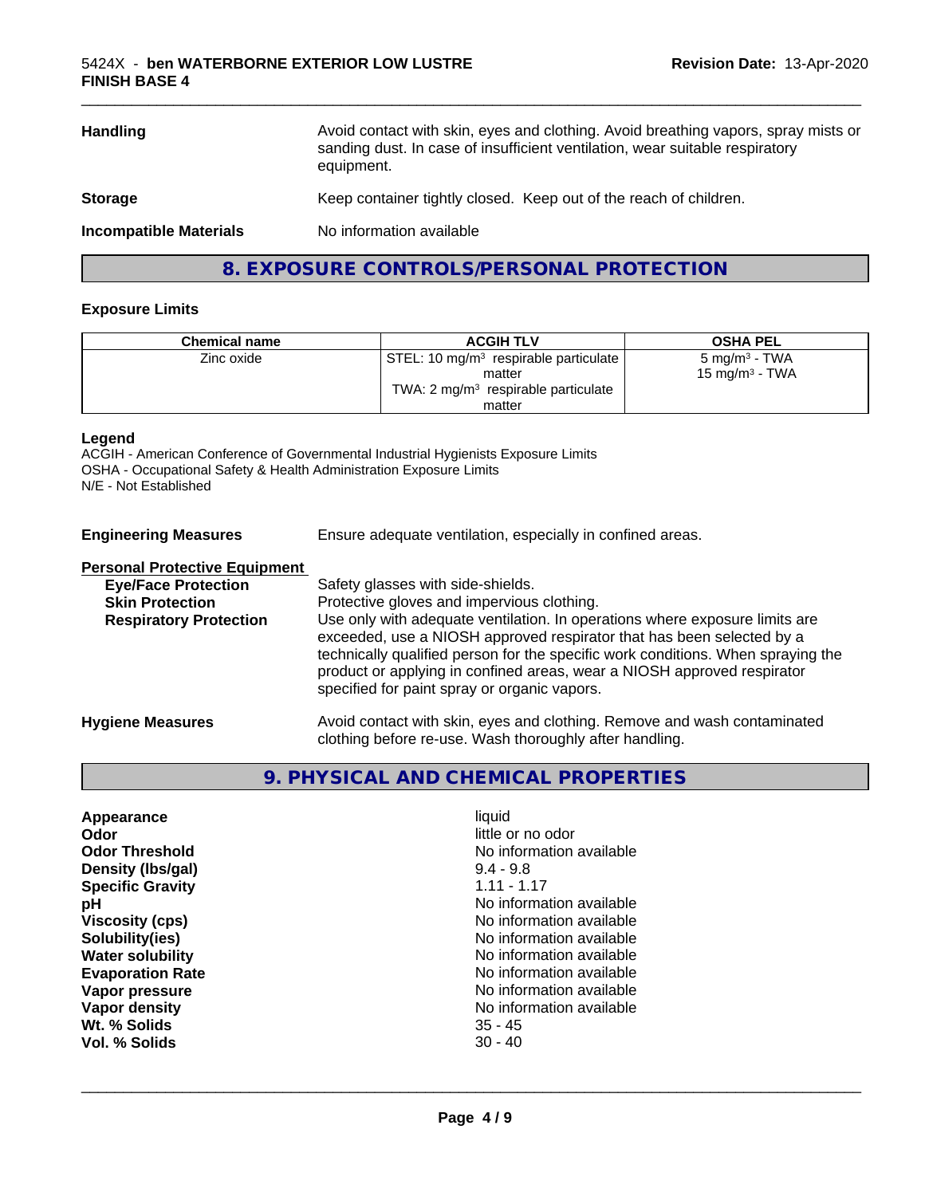| | |
|---|---|
| **Handling** | Avoid contact with skin, eyes and clothing. Avoid breathing vapors, spray mists or sanding dust. In case of insufficient ventilation, wear suitable respiratory equipment. |
| **Storage** | Keep container tightly closed. Keep out of the reach of children. |
| **Incompatible Materials** | No information available |

## 8. EXPOSURE CONTROLS/PERSONAL PROTECTION

### Exposure Limits

| Chemical name | ACGIH TLV | OSHA PEL |
|---|---|---|
| Zinc oxide | STEL: 10 mg/m³ respirable particulate matter<br>TWA: 2 mg/m³ respirable particulate matter | 5 mg/m³ - TWA<br>15 mg/m³ - TWA |

**Legend**
ACGIH - American Conference of Governmental Industrial Hygienists Exposure Limits
OSHA - Occupational Safety & Health Administration Exposure Limits
N/E - Not Established

**Engineering Measures** Ensure adequate ventilation, especially in confined areas.

**Personal Protective Equipment**

- **Eye/Face Protection** Safety glasses with side-shields.
- **Skin Protection** Protective gloves and impervious clothing.
- **Respiratory Protection** Use only with adequate ventilation. In operations where exposure limits are exceeded, use a NIOSH approved respirator that has been selected by a technically qualified person for the specific work conditions. When spraying the product or applying in confined areas, wear a NIOSH approved respirator specified for paint spray or organic vapors.

**Hygiene Measures** Avoid contact with skin, eyes and clothing. Remove and wash contaminated clothing before re-use. Wash thoroughly after handling.

## 9. PHYSICAL AND CHEMICAL PROPERTIES

| | |
|---|---|
| **Appearance** | liquid |
| **Odor** | little or no odor |
| **Odor Threshold** | No information available |
| **Density (lbs/gal)** | 9.4 - 9.8 |
| **Specific Gravity** | 1.11 - 1.17 |
| **pH** | No information available |
| **Viscosity (cps)** | No information available |
| **Solubility(ies)** | No information available |
| **Water solubility** | No information available |
| **Evaporation Rate** | No information available |
| **Vapor pressure** | No information available |
| **Vapor density** | No information available |
| **Wt. % Solids** | 35 - 45 |
| **Vol. % Solids** | 30 - 40 |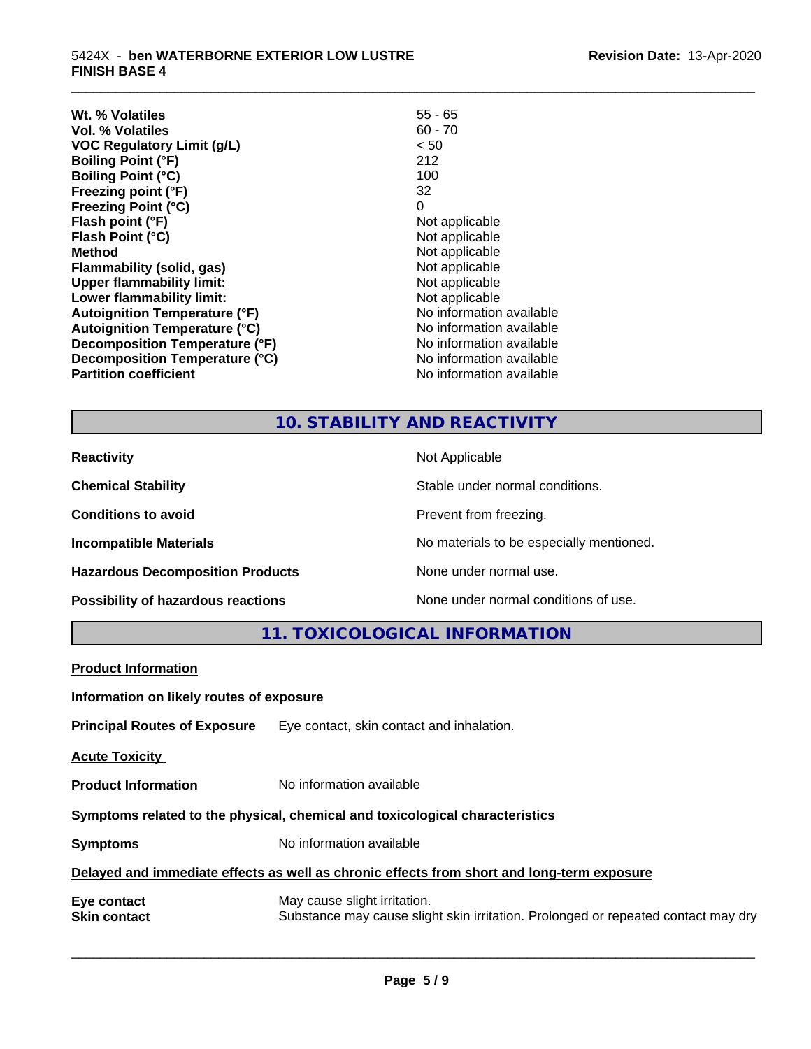| | |
|---|---|
| **Wt. % Volatiles** | 55 - 65 |
| **Vol. % Volatiles** | 60 - 70 |
| **VOC Regulatory Limit (g/L)** | < 50 |
| **Boiling Point (°F)** | 212 |
| **Boiling Point (°C)** | 100 |
| **Freezing point (°F)** | 32 |
| **Freezing Point (°C)** | 0 |
| **Flash point (°F)** | Not applicable |
| **Flash Point (°C)** | Not applicable |
| **Method** | Not applicable |
| **Flammability (solid, gas)** | Not applicable |
| **Upper flammability limit:** | Not applicable |
| **Lower flammability limit:** | Not applicable |
| **Autoignition Temperature (°F)** | No information available |
| **Autoignition Temperature (°C)** | No information available |
| **Decomposition Temperature (°F)** | No information available |
| **Decomposition Temperature (°C)** | No information available |
| **Partition coefficient** | No information available |

## 10. STABILITY AND REACTIVITY

| | |
|---|---|
| **Reactivity** | Not Applicable |
| **Chemical Stability** | Stable under normal conditions. |
| **Conditions to avoid** | Prevent from freezing. |
| **Incompatible Materials** | No materials to be especially mentioned. |
| **Hazardous Decomposition Products** | None under normal use. |
| **Possibility of hazardous reactions** | None under normal conditions of use. |

## 11. TOXICOLOGICAL INFORMATION

**Product Information**

**Information on likely routes of exposure**

**Principal Routes of Exposure** Eye contact, skin contact and inhalation.

**Acute Toxicity**

**Product Information** No information available

**Symptoms related to the physical, chemical and toxicological characteristics**

**Symptoms** No information available

**Delayed and immediate effects as well as chronic effects from short and long-term exposure**

**Eye contact** May cause slight irritation.

**Skin contact** Substance may cause slight skin irritation. Prolonged or repeated contact may dry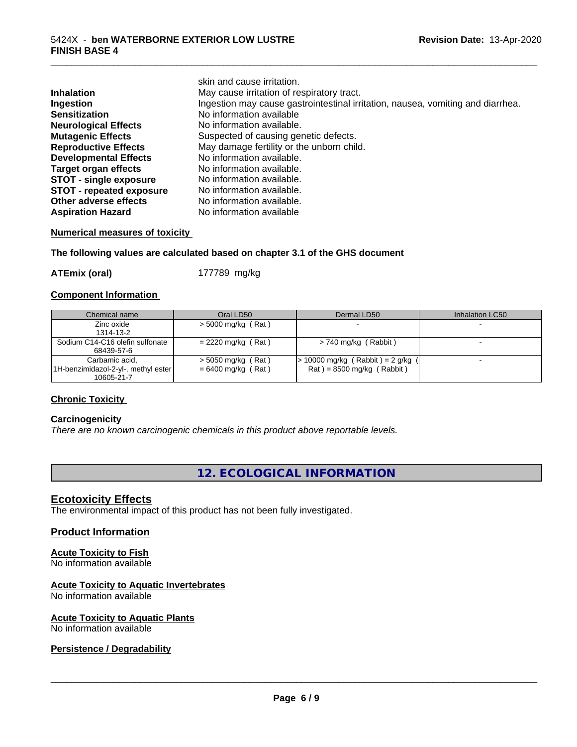skin and cause irritation.

**Inhalation** May cause irritation of respiratory tract.
**Ingestion** Ingestion may cause gastrointestinal irritation, nausea, vomiting and diarrhea.
**Sensitization** No information available
**Neurological Effects** No information available.
**Mutagenic Effects** Suspected of causing genetic defects.
**Reproductive Effects** May damage fertility or the unborn child.
**Developmental Effects** No information available.
**Target organ effects** No information available.
**STOT - single exposure** No information available.
**STOT - repeated exposure** No information available.
**Other adverse effects** No information available.
**Aspiration Hazard** No information available

**Numerical measures of toxicity**

**The following values are calculated based on chapter 3.1 of the GHS document**

**ATEmix (oral)** 177789 mg/kg

**Component Information**

| Chemical name | Oral LD50 | Dermal LD50 | Inhalation LC50 |
|---|---|---|---|
| Zinc oxide<br>1314-13-2 | > 5000 mg/kg ( Rat ) | - | - |
| Sodium C14-C16 olefin sulfonate<br>68439-57-6 | = 2220 mg/kg ( Rat ) | > 740 mg/kg ( Rabbit ) | - |
| Carbamic acid, 1H-benzimidazol-2-yl-, methyl ester<br>10605-21-7 | > 5050 mg/kg ( Rat )<br>= 6400 mg/kg ( Rat ) | > 10000 mg/kg ( Rabbit ) = 2 g/kg ( Rat ) = 8500 mg/kg ( Rabbit ) | - |

**Chronic Toxicity**

**Carcinogenicity**

*There are no known carcinogenic chemicals in this product above reportable levels.*

## 12. ECOLOGICAL INFORMATION

### Ecotoxicity Effects

The environmental impact of this product has not been fully investigated.

### Product Information

**Acute Toxicity to Fish**
No information available

**Acute Toxicity to Aquatic Invertebrates**
No information available

**Acute Toxicity to Aquatic Plants**
No information available

**Persistence / Degradability**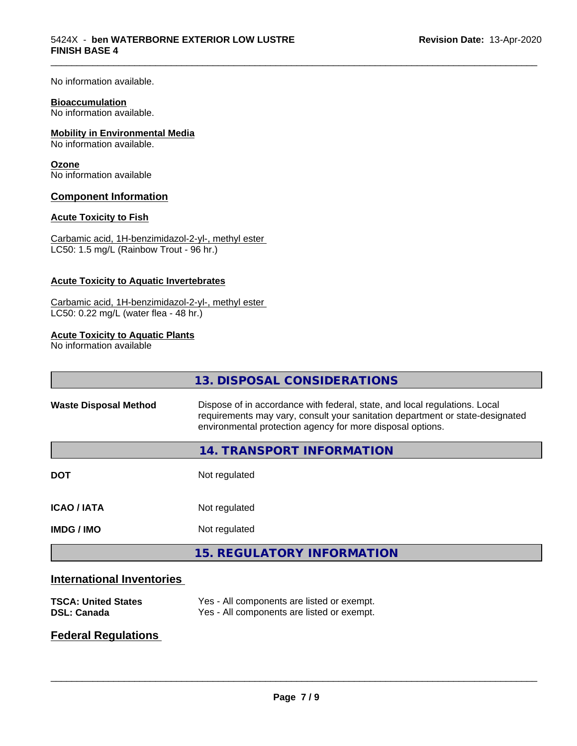No information available.

**Bioaccumulation**
No information available.

**Mobility in Environmental Media**
No information available.

**Ozone**
No information available

## Component Information

**Acute Toxicity to Fish**

Carbamic acid, 1H-benzimidazol-2-yl-, methyl ester
LC50: 1.5 mg/L (Rainbow Trout - 96 hr.)

**Acute Toxicity to Aquatic Invertebrates**

Carbamic acid, 1H-benzimidazol-2-yl-, methyl ester
LC50: 0.22 mg/L (water flea - 48 hr.)

**Acute Toxicity to Aquatic Plants**
No information available

## 13. DISPOSAL CONSIDERATIONS

**Waste Disposal Method** — Dispose of in accordance with federal, state, and local regulations. Local requirements may vary, consult your sanitation department or state-designated environmental protection agency for more disposal options.

## 14. TRANSPORT INFORMATION

| | |
|---|---|
| **DOT** | Not regulated |
| **ICAO / IATA** | Not regulated |
| **IMDG / IMO** | Not regulated |

## 15. REGULATORY INFORMATION

### International Inventories

| | |
|---|---|
| **TSCA: United States** | Yes - All components are listed or exempt. |
| **DSL: Canada** | Yes - All components are listed or exempt. |

### Federal Regulations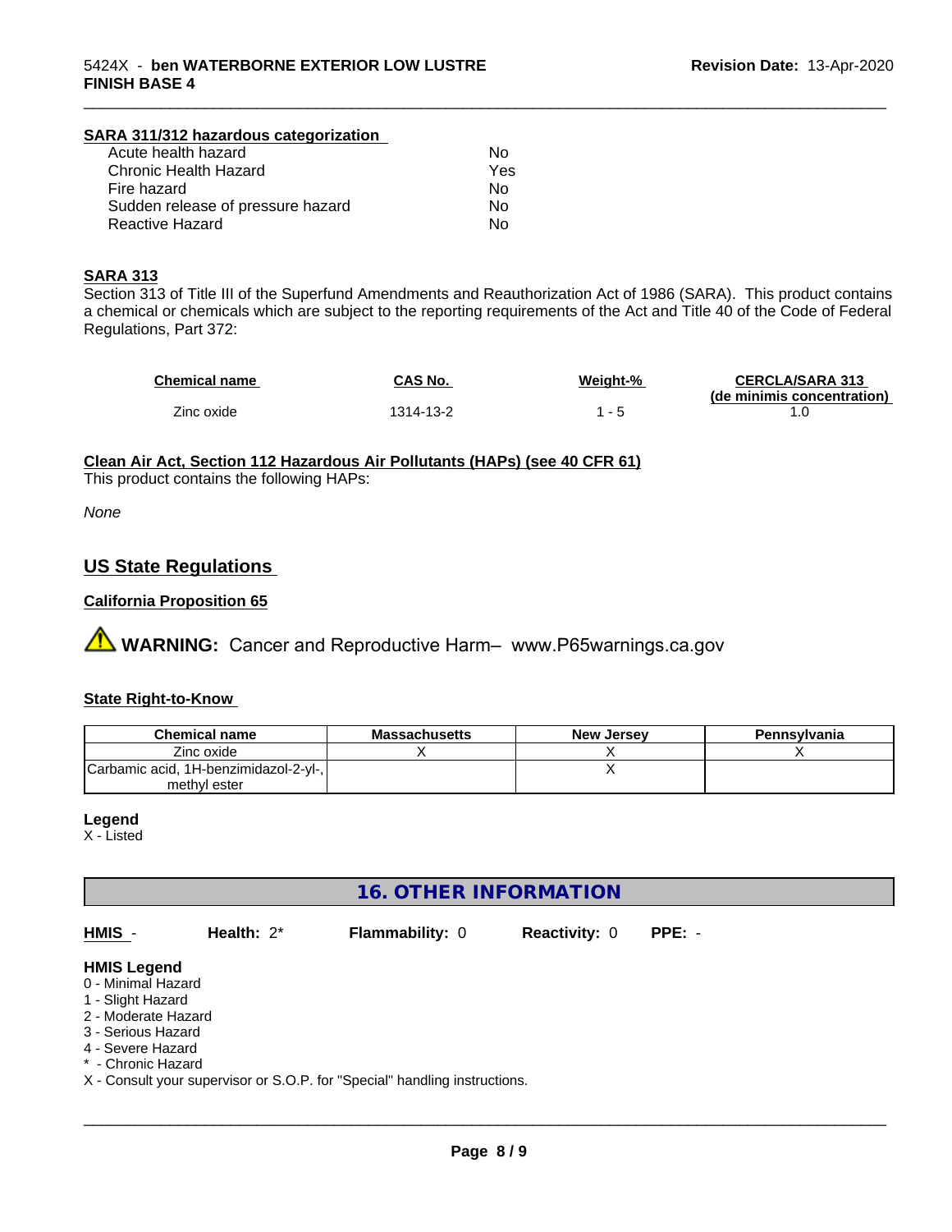#### SARA 311/312 hazardous categorization

| | |
|---|---|
| Acute health hazard | No |
| Chronic Health Hazard | Yes |
| Fire hazard | No |
| Sudden release of pressure hazard | No |
| Reactive Hazard | No |

#### SARA 313

Section 313 of Title III of the Superfund Amendments and Reauthorization Act of 1986 (SARA). This product contains a chemical or chemicals which are subject to the reporting requirements of the Act and Title 40 of the Code of Federal Regulations, Part 372:

| Chemical name | CAS No. | Weight-% | CERCLA/SARA 313 (de minimis concentration) |
|---|---|---|---|
| Zinc oxide | 1314-13-2 | 1 - 5 | 1.0 |

#### Clean Air Act, Section 112 Hazardous Air Pollutants (HAPs) (see 40 CFR 61)

This product contains the following HAPs:

*None*

## US State Regulations

#### California Proposition 65

⚠ **WARNING:** Cancer and Reproductive Harm– www.P65warnings.ca.gov

#### State Right-to-Know

| Chemical name | Massachusetts | New Jersey | Pennsylvania |
|---|---|---|---|
| Zinc oxide | X | X | X |
| Carbamic acid, 1H-benzimidazol-2-yl-, methyl ester | | X | |

**Legend**

X - Listed

## 16. OTHER INFORMATION

**HMIS** - **Health:** 2* **Flammability:** 0 **Reactivity:** 0 **PPE:** -

**HMIS Legend**

0 - Minimal Hazard
1 - Slight Hazard
2 - Moderate Hazard
3 - Serious Hazard
4 - Severe Hazard
* - Chronic Hazard
X - Consult your supervisor or S.O.P. for "Special" handling instructions.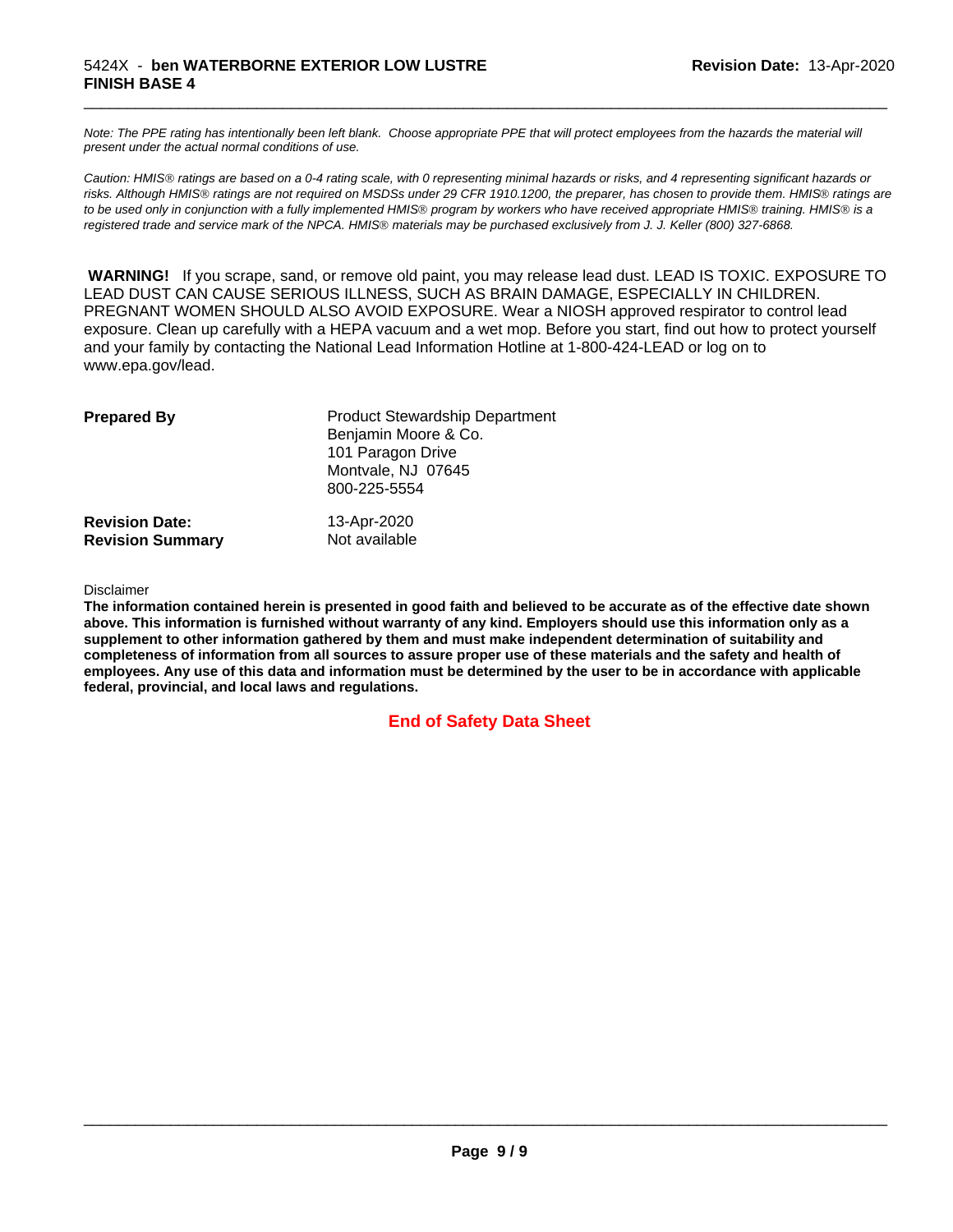*Note: The PPE rating has intentionally been left blank. Choose appropriate PPE that will protect employees from the hazards the material will present under the actual normal conditions of use.*

*Caution: HMIS® ratings are based on a 0-4 rating scale, with 0 representing minimal hazards or risks, and 4 representing significant hazards or risks. Although HMIS® ratings are not required on MSDSs under 29 CFR 1910.1200, the preparer, has chosen to provide them. HMIS® ratings are to be used only in conjunction with a fully implemented HMIS® program by workers who have received appropriate HMIS® training. HMIS® is a registered trade and service mark of the NPCA. HMIS® materials may be purchased exclusively from J. J. Keller (800) 327-6868.*

**WARNING!** If you scrape, sand, or remove old paint, you may release lead dust. LEAD IS TOXIC. EXPOSURE TO LEAD DUST CAN CAUSE SERIOUS ILLNESS, SUCH AS BRAIN DAMAGE, ESPECIALLY IN CHILDREN. PREGNANT WOMEN SHOULD ALSO AVOID EXPOSURE. Wear a NIOSH approved respirator to control lead exposure. Clean up carefully with a HEPA vacuum and a wet mop. Before you start, find out how to protect yourself and your family by contacting the National Lead Information Hotline at 1-800-424-LEAD or log on to www.epa.gov/lead.

| | |
|---|---|
| **Prepared By** | Product Stewardship Department<br>Benjamin Moore & Co.<br>101 Paragon Drive<br>Montvale, NJ 07645<br>800-225-5554 |
| **Revision Date:** | 13-Apr-2020 |
| **Revision Summary** | Not available |

Disclaimer

**The information contained herein is presented in good faith and believed to be accurate as of the effective date shown above. This information is furnished without warranty of any kind. Employers should use this information only as a supplement to other information gathered by them and must make independent determination of suitability and completeness of information from all sources to assure proper use of these materials and the safety and health of employees. Any use of this data and information must be determined by the user to be in accordance with applicable federal, provincial, and local laws and regulations.**

**End of Safety Data Sheet**